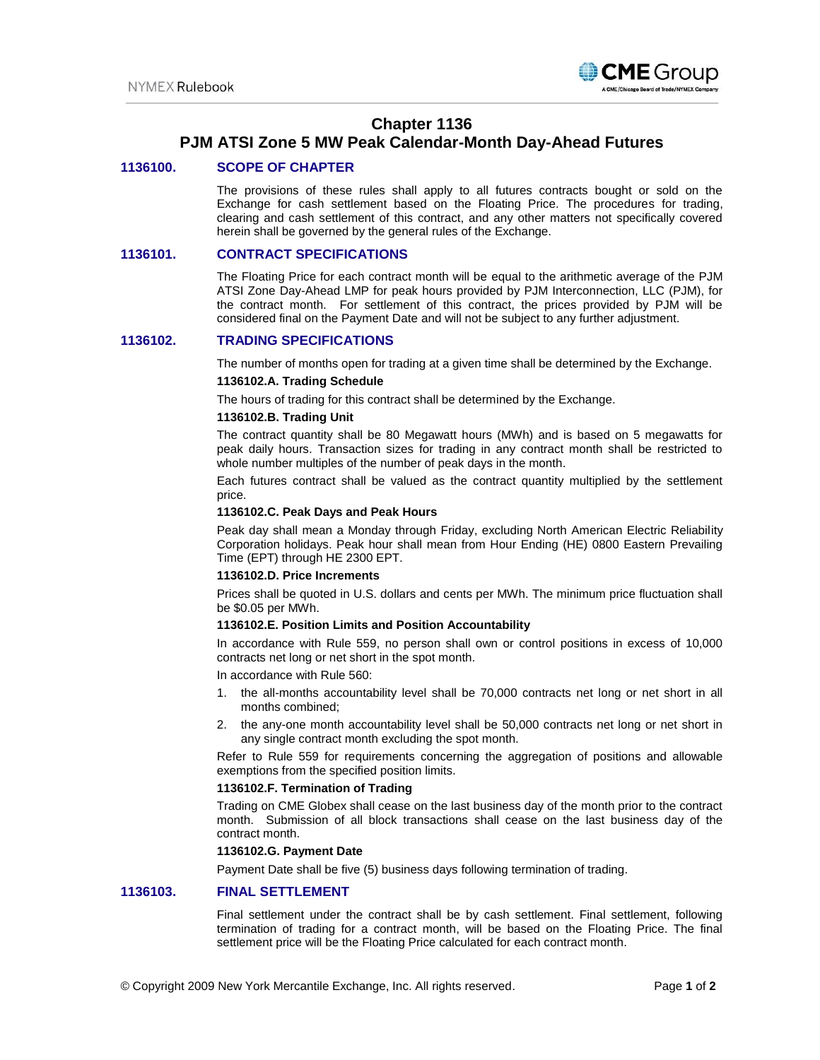# Chapter 1136
# PJM ATSI Zone 5 MW Peak Calendar-Month Day-Ahead Futures

## 1136100. SCOPE OF CHAPTER

The provisions of these rules shall apply to all futures contracts bought or sold on the Exchange for cash settlement based on the Floating Price. The procedures for trading, clearing and cash settlement of this contract, and any other matters not specifically covered herein shall be governed by the general rules of the Exchange.

## 1136101. CONTRACT SPECIFICATIONS

The Floating Price for each contract month will be equal to the arithmetic average of the PJM ATSI Zone Day-Ahead LMP for peak hours provided by PJM Interconnection, LLC (PJM), for the contract month. For settlement of this contract, the prices provided by PJM will be considered final on the Payment Date and will not be subject to any further adjustment.

## 1136102. TRADING SPECIFICATIONS

The number of months open for trading at a given time shall be determined by the Exchange.

### 1136102.A. Trading Schedule

The hours of trading for this contract shall be determined by the Exchange.

### 1136102.B. Trading Unit

The contract quantity shall be 80 Megawatt hours (MWh) and is based on 5 megawatts for peak daily hours. Transaction sizes for trading in any contract month shall be restricted to whole number multiples of the number of peak days in the month.

Each futures contract shall be valued as the contract quantity multiplied by the settlement price.

### 1136102.C. Peak Days and Peak Hours

Peak day shall mean a Monday through Friday, excluding North American Electric Reliability Corporation holidays. Peak hour shall mean from Hour Ending (HE) 0800 Eastern Prevailing Time (EPT) through HE 2300 EPT.

### 1136102.D. Price Increments

Prices shall be quoted in U.S. dollars and cents per MWh. The minimum price fluctuation shall be $0.05 per MWh.

### 1136102.E. Position Limits and Position Accountability

In accordance with Rule 559, no person shall own or control positions in excess of 10,000 contracts net long or net short in the spot month.

In accordance with Rule 560:

1. the all-months accountability level shall be 70,000 contracts net long or net short in all months combined;
2. the any-one month accountability level shall be 50,000 contracts net long or net short in any single contract month excluding the spot month.

Refer to Rule 559 for requirements concerning the aggregation of positions and allowable exemptions from the specified position limits.

### 1136102.F. Termination of Trading

Trading on CME Globex shall cease on the last business day of the month prior to the contract month. Submission of all block transactions shall cease on the last business day of the contract month.

### 1136102.G. Payment Date

Payment Date shall be five (5) business days following termination of trading.

## 1136103. FINAL SETTLEMENT

Final settlement under the contract shall be by cash settlement. Final settlement, following termination of trading for a contract month, will be based on the Floating Price. The final settlement price will be the Floating Price calculated for each contract month.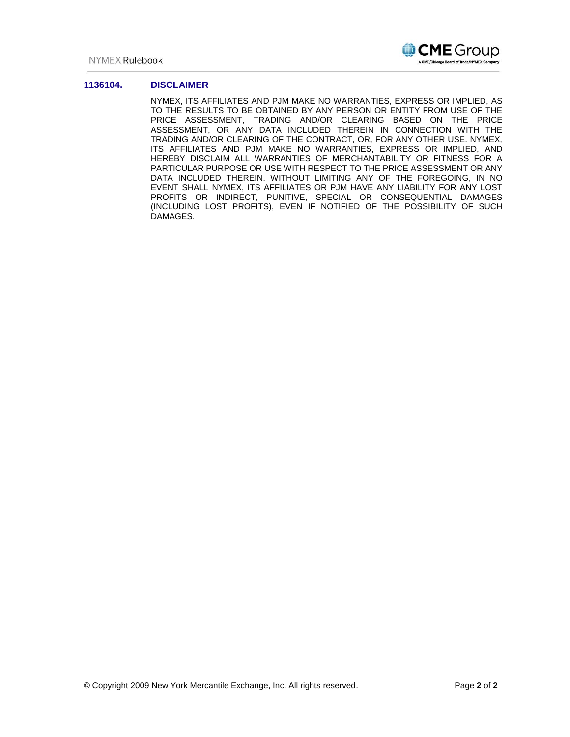## 1136104. DISCLAIMER

NYMEX, ITS AFFILIATES AND PJM MAKE NO WARRANTIES, EXPRESS OR IMPLIED, AS TO THE RESULTS TO BE OBTAINED BY ANY PERSON OR ENTITY FROM USE OF THE PRICE ASSESSMENT, TRADING AND/OR CLEARING BASED ON THE PRICE ASSESSMENT, OR ANY DATA INCLUDED THEREIN IN CONNECTION WITH THE TRADING AND/OR CLEARING OF THE CONTRACT, OR, FOR ANY OTHER USE. NYMEX, ITS AFFILIATES AND PJM MAKE NO WARRANTIES, EXPRESS OR IMPLIED, AND HEREBY DISCLAIM ALL WARRANTIES OF MERCHANTABILITY OR FITNESS FOR A PARTICULAR PURPOSE OR USE WITH RESPECT TO THE PRICE ASSESSMENT OR ANY DATA INCLUDED THEREIN. WITHOUT LIMITING ANY OF THE FOREGOING, IN NO EVENT SHALL NYMEX, ITS AFFILIATES OR PJM HAVE ANY LIABILITY FOR ANY LOST PROFITS OR INDIRECT, PUNITIVE, SPECIAL OR CONSEQUENTIAL DAMAGES (INCLUDING LOST PROFITS), EVEN IF NOTIFIED OF THE POSSIBILITY OF SUCH DAMAGES.